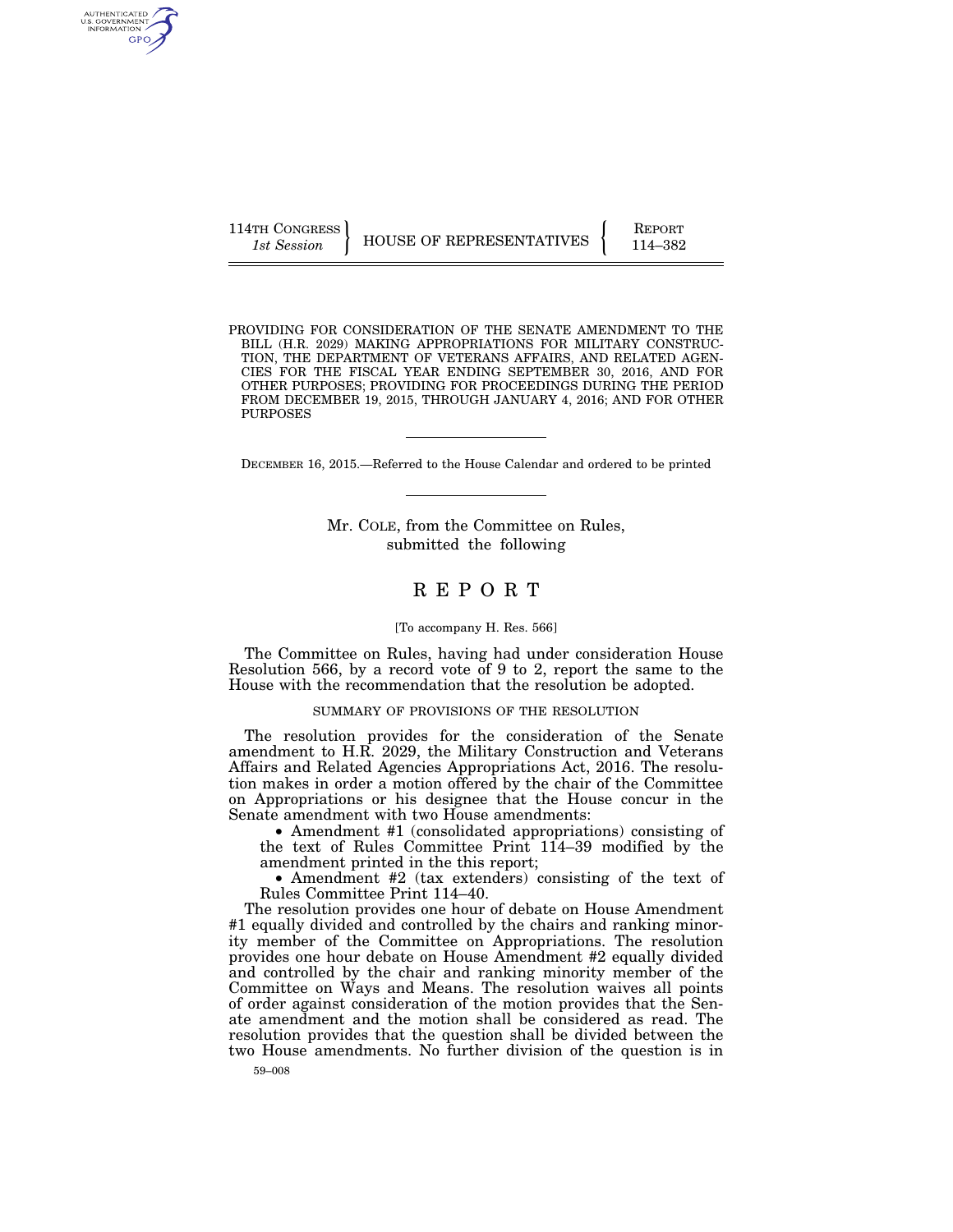114TH CONGRESS
*1st Session*

HOUSE OF REPRESENTATIVES

REPORT
114–382

PROVIDING FOR CONSIDERATION OF THE SENATE AMENDMENT TO THE BILL (H.R. 2029) MAKING APPROPRIATIONS FOR MILITARY CONSTRUCTION, THE DEPARTMENT OF VETERANS AFFAIRS, AND RELATED AGENCIES FOR THE FISCAL YEAR ENDING SEPTEMBER 30, 2016, AND FOR OTHER PURPOSES; PROVIDING FOR PROCEEDINGS DURING THE PERIOD FROM DECEMBER 19, 2015, THROUGH JANUARY 4, 2016; AND FOR OTHER PURPOSES

DECEMBER 16, 2015.—Referred to the House Calendar and ordered to be printed

Mr. COLE, from the Committee on Rules, submitted the following

# REPORT

[To accompany H. Res. 566]

The Committee on Rules, having had under consideration House Resolution 566, by a record vote of 9 to 2, report the same to the House with the recommendation that the resolution be adopted.

## SUMMARY OF PROVISIONS OF THE RESOLUTION

The resolution provides for the consideration of the Senate amendment to H.R. 2029, the Military Construction and Veterans Affairs and Related Agencies Appropriations Act, 2016. The resolution makes in order a motion offered by the chair of the Committee on Appropriations or his designee that the House concur in the Senate amendment with two House amendments:

- Amendment #1 (consolidated appropriations) consisting of the text of Rules Committee Print 114–39 modified by the amendment printed in the this report;
- Amendment #2 (tax extenders) consisting of the text of Rules Committee Print 114–40.

The resolution provides one hour of debate on House Amendment #1 equally divided and controlled by the chairs and ranking minority member of the Committee on Appropriations. The resolution provides one hour debate on House Amendment #2 equally divided and controlled by the chair and ranking minority member of the Committee on Ways and Means. The resolution waives all points of order against consideration of the motion provides that the Senate amendment and the motion shall be considered as read. The resolution provides that the question shall be divided between the two House amendments. No further division of the question is in

59–008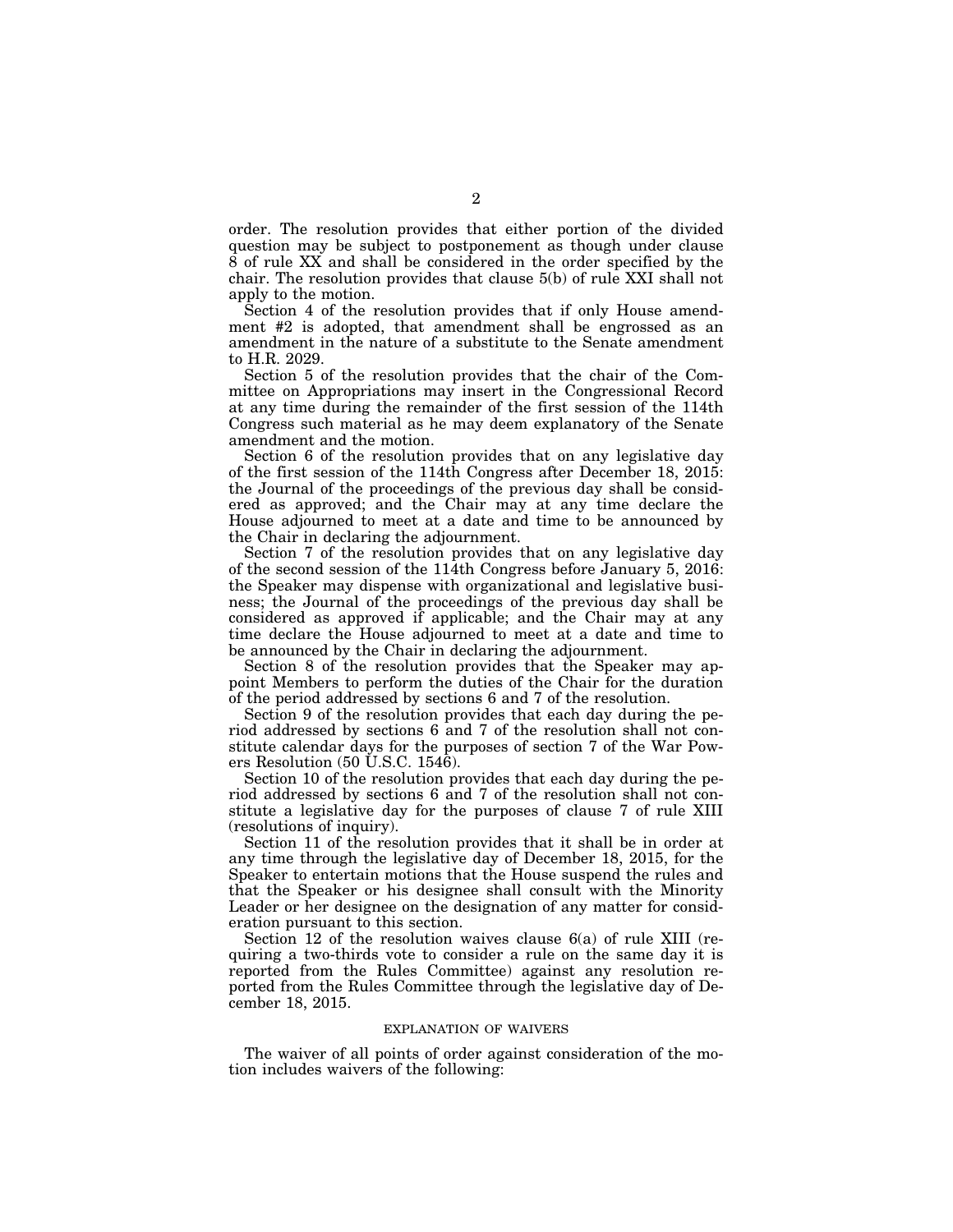order. The resolution provides that either portion of the divided question may be subject to postponement as though under clause 8 of rule XX and shall be considered in the order specified by the chair. The resolution provides that clause 5(b) of rule XXI shall not apply to the motion.

Section 4 of the resolution provides that if only House amendment #2 is adopted, that amendment shall be engrossed as an amendment in the nature of a substitute to the Senate amendment to H.R. 2029.

Section 5 of the resolution provides that the chair of the Committee on Appropriations may insert in the Congressional Record at any time during the remainder of the first session of the 114th Congress such material as he may deem explanatory of the Senate amendment and the motion.

Section 6 of the resolution provides that on any legislative day of the first session of the 114th Congress after December 18, 2015: the Journal of the proceedings of the previous day shall be considered as approved; and the Chair may at any time declare the House adjourned to meet at a date and time to be announced by the Chair in declaring the adjournment.

Section 7 of the resolution provides that on any legislative day of the second session of the 114th Congress before January 5, 2016: the Speaker may dispense with organizational and legislative business; the Journal of the proceedings of the previous day shall be considered as approved if applicable; and the Chair may at any time declare the House adjourned to meet at a date and time to be announced by the Chair in declaring the adjournment.

Section 8 of the resolution provides that the Speaker may appoint Members to perform the duties of the Chair for the duration of the period addressed by sections 6 and 7 of the resolution.

Section 9 of the resolution provides that each day during the period addressed by sections 6 and 7 of the resolution shall not constitute calendar days for the purposes of section 7 of the War Powers Resolution (50 U.S.C. 1546).

Section 10 of the resolution provides that each day during the period addressed by sections 6 and 7 of the resolution shall not constitute a legislative day for the purposes of clause 7 of rule XIII (resolutions of inquiry).

Section 11 of the resolution provides that it shall be in order at any time through the legislative day of December 18, 2015, for the Speaker to entertain motions that the House suspend the rules and that the Speaker or his designee shall consult with the Minority Leader or her designee on the designation of any matter for consideration pursuant to this section.

Section 12 of the resolution waives clause 6(a) of rule XIII (requiring a two-thirds vote to consider a rule on the same day it is reported from the Rules Committee) against any resolution reported from the Rules Committee through the legislative day of December 18, 2015.

## EXPLANATION OF WAIVERS

The waiver of all points of order against consideration of the motion includes waivers of the following: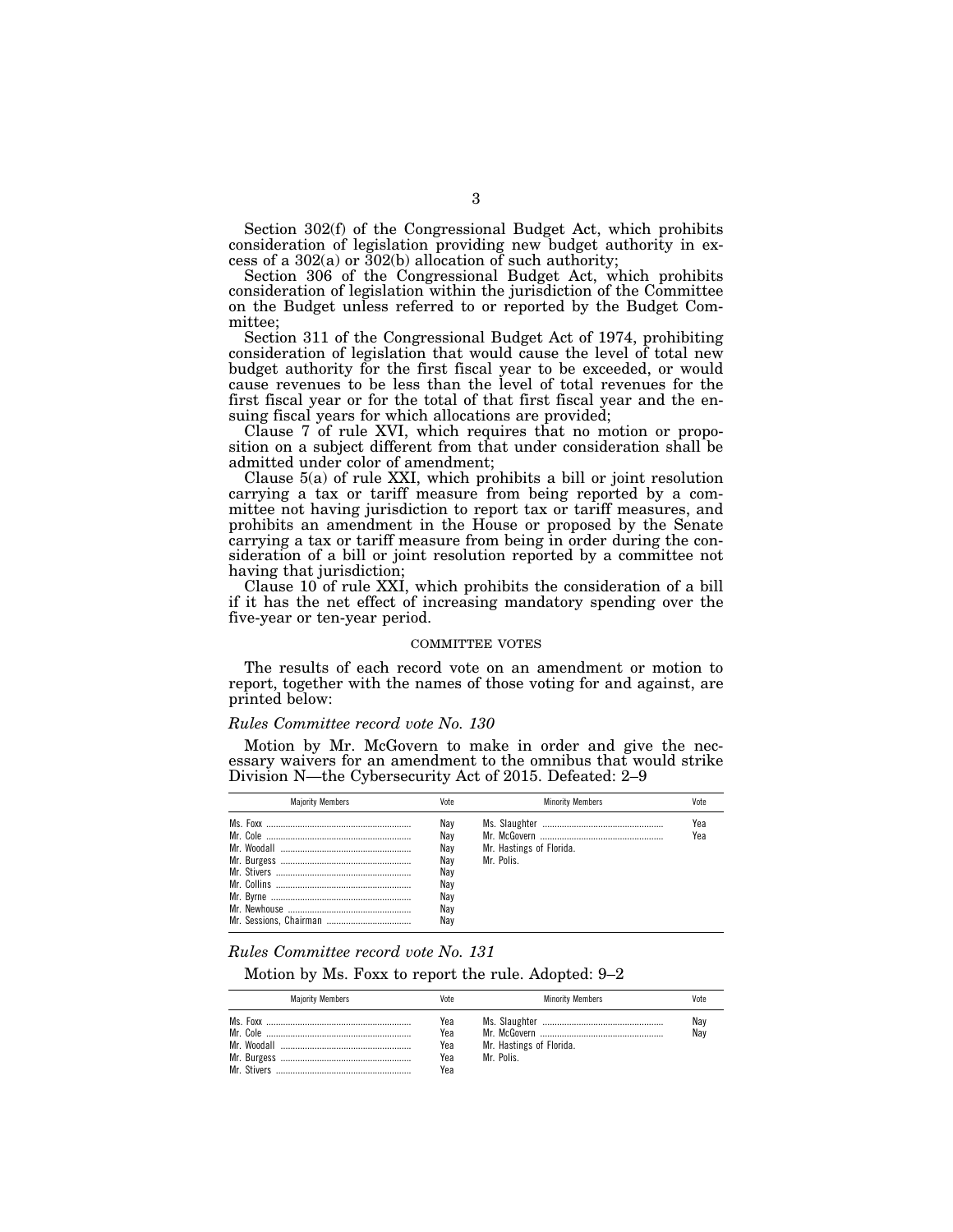Section 302(f) of the Congressional Budget Act, which prohibits consideration of legislation providing new budget authority in excess of a 302(a) or 302(b) allocation of such authority;

Section 306 of the Congressional Budget Act, which prohibits consideration of legislation within the jurisdiction of the Committee on the Budget unless referred to or reported by the Budget Committee;

Section 311 of the Congressional Budget Act of 1974, prohibiting consideration of legislation that would cause the level of total new budget authority for the first fiscal year to be exceeded, or would cause revenues to be less than the level of total revenues for the first fiscal year or for the total of that first fiscal year and the ensuing fiscal years for which allocations are provided;

Clause 7 of rule XVI, which requires that no motion or proposition on a subject different from that under consideration shall be admitted under color of amendment;

Clause 5(a) of rule XXI, which prohibits a bill or joint resolution carrying a tax or tariff measure from being reported by a committee not having jurisdiction to report tax or tariff measures, and prohibits an amendment in the House or proposed by the Senate carrying a tax or tariff measure from being in order during the consideration of a bill or joint resolution reported by a committee not having that jurisdiction;

Clause 10 of rule XXI, which prohibits the consideration of a bill if it has the net effect of increasing mandatory spending over the five-year or ten-year period.

COMMITTEE VOTES

The results of each record vote on an amendment or motion to report, together with the names of those voting for and against, are printed below:

*Rules Committee record vote No. 130*

Motion by Mr. McGovern to make in order and give the necessary waivers for an amendment to the omnibus that would strike Division N—the Cybersecurity Act of 2015. Defeated: 2–9

| Majority Members | Vote | Minority Members | Vote |
|---|---|---|---|
| Ms. Foxx | Nay | Ms. Slaughter | Yea |
| Mr. Cole | Nay | Mr. McGovern | Yea |
| Mr. Woodall | Nay | Mr. Hastings of Florida. | |
| Mr. Burgess | Nay | Mr. Polis. | |
| Mr. Stivers | Nay | | |
| Mr. Collins | Nay | | |
| Mr. Byrne | Nay | | |
| Mr. Newhouse | Nay | | |
| Mr. Sessions, Chairman | Nay | | |

*Rules Committee record vote No. 131*

Motion by Ms. Foxx to report the rule. Adopted: 9–2

| Majority Members | Vote | Minority Members | Vote |
|---|---|---|---|
| Ms. Foxx | Yea | Ms. Slaughter | Nay |
| Mr. Cole | Yea | Mr. McGovern | Nay |
| Mr. Woodall | Yea | Mr. Hastings of Florida. | |
| Mr. Burgess | Yea | Mr. Polis. | |
| Mr. Stivers | Yea | | |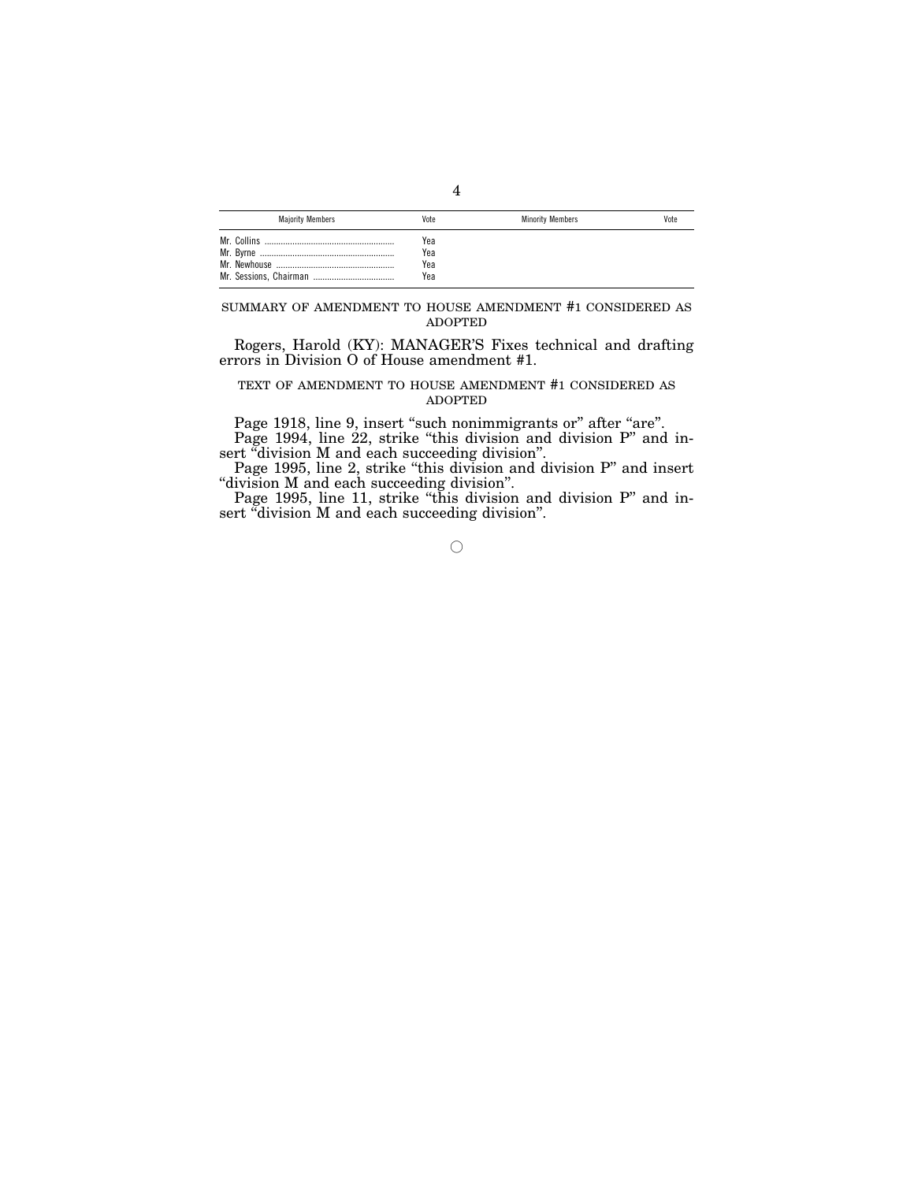| Majority Members | Vote | Minority Members | Vote |
|---|---|---|---|
| Mr. Collins | Yea | | |
| Mr. Byrne | Yea | | |
| Mr. Newhouse | Yea | | |
| Mr. Sessions, Chairman | Yea | | |

## SUMMARY OF AMENDMENT TO HOUSE AMENDMENT #1 CONSIDERED AS ADOPTED

Rogers, Harold (KY): MANAGER'S Fixes technical and drafting errors in Division O of House amendment #1.

## TEXT OF AMENDMENT TO HOUSE AMENDMENT #1 CONSIDERED AS ADOPTED

Page 1918, line 9, insert "such nonimmigrants or" after "are".

Page 1994, line 22, strike "this division and division P" and insert "division M and each succeeding division".

Page 1995, line 2, strike "this division and division P" and insert "division M and each succeeding division".

Page 1995, line 11, strike "this division and division P" and insert "division M and each succeeding division".